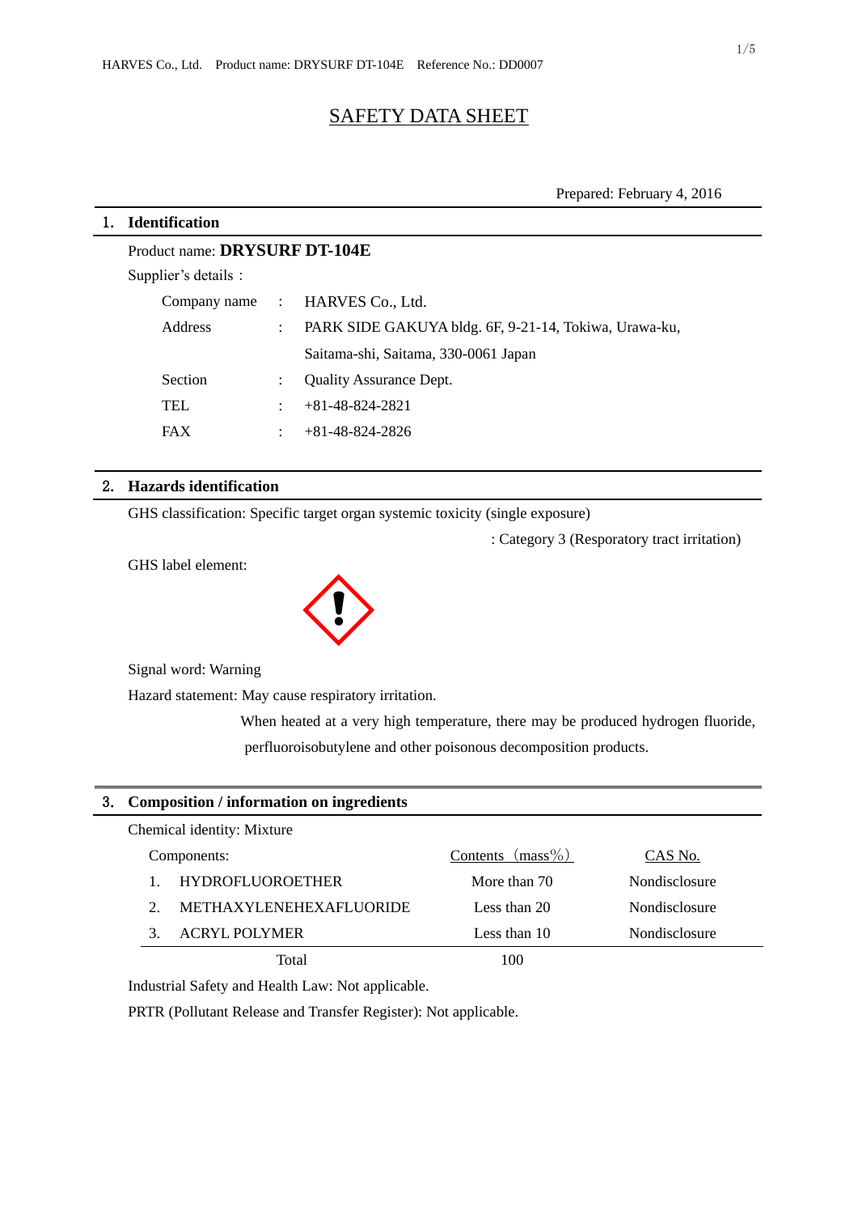# SAFETY DATA SHEET

Prepared: February 4, 2016

## 1. Identification

Product name: **DRYSURF DT-104E**

Supplier's details：

| | | |
|---|---|---|
| Company name | : | HARVES Co., Ltd. |
| Address | : | PARK SIDE GAKUYA bldg. 6F, 9-21-14, Tokiwa, Urawa-ku, Saitama-shi, Saitama, 330-0061 Japan |
| Section | : | Quality Assurance Dept. |
| TEL | : | +81-48-824-2821 |
| FAX | : | +81-48-824-2826 |

## 2. Hazards identification

GHS classification: Specific target organ systemic toxicity (single exposure)

: Category 3 (Resporatory tract irritation)

GHS label element:

Signal word: Warning

Hazard statement: May cause respiratory irritation.

When heated at a very high temperature, there may be produced hydrogen fluoride, perfluoroisobutylene and other poisonous decomposition products.

## 3. Composition / information on ingredients

Chemical identity: Mixture

| Components: | | Contents（mass%） | CAS No. |
|---|---|---|---|
| 1. | HYDROFLUOROETHER | More than 70 | Nondisclosure |
| 2. | METHAXYLENEHEXAFLUORIDE | Less than 20 | Nondisclosure |
| 3. | ACRYL POLYMER | Less than 10 | Nondisclosure |
| | Total | 100 | |

Industrial Safety and Health Law: Not applicable.

PRTR (Pollutant Release and Transfer Register): Not applicable.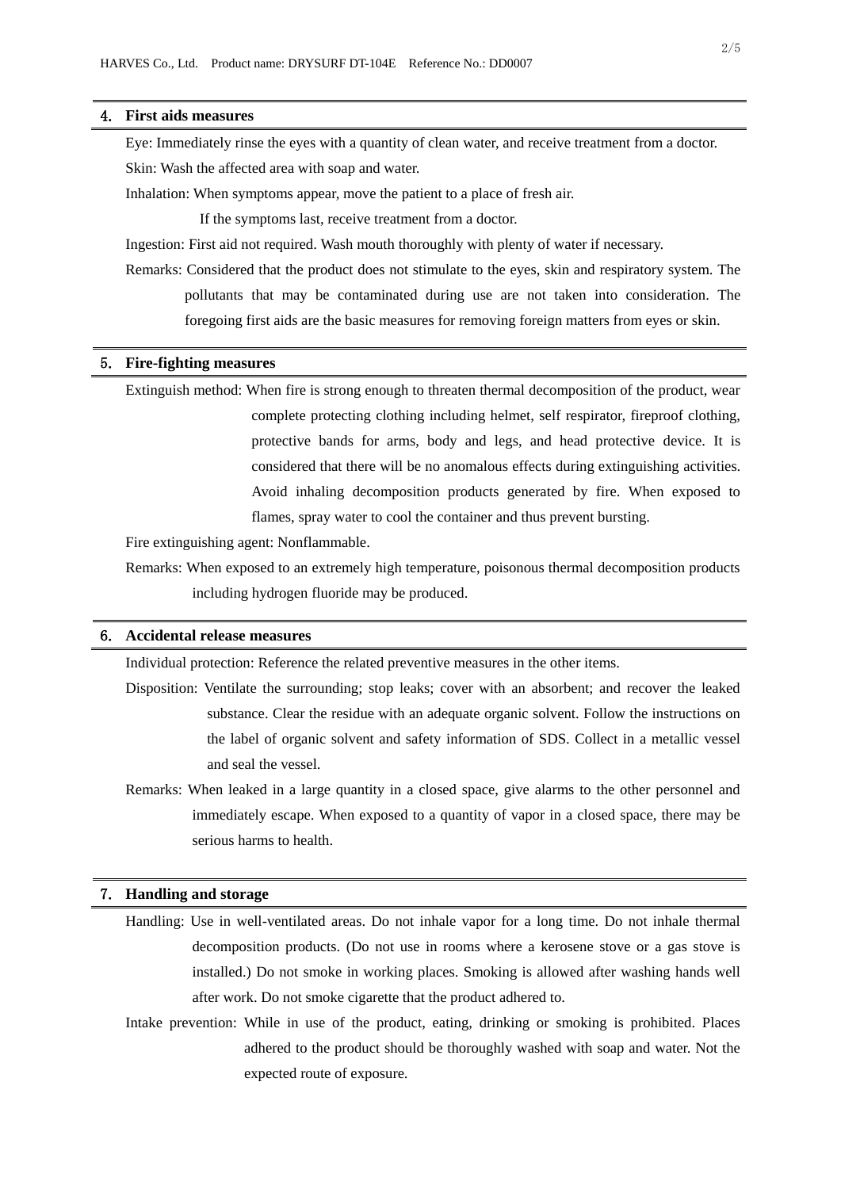## 4. First aids measures

Eye: Immediately rinse the eyes with a quantity of clean water, and receive treatment from a doctor.

Skin: Wash the affected area with soap and water.

Inhalation: When symptoms appear, move the patient to a place of fresh air.
If the symptoms last, receive treatment from a doctor.

Ingestion: First aid not required. Wash mouth thoroughly with plenty of water if necessary.

Remarks: Considered that the product does not stimulate to the eyes, skin and respiratory system. The pollutants that may be contaminated during use are not taken into consideration. The foregoing first aids are the basic measures for removing foreign matters from eyes or skin.

## 5. Fire-fighting measures

Extinguish method: When fire is strong enough to threaten thermal decomposition of the product, wear complete protecting clothing including helmet, self respirator, fireproof clothing, protective bands for arms, body and legs, and head protective device. It is considered that there will be no anomalous effects during extinguishing activities. Avoid inhaling decomposition products generated by fire. When exposed to flames, spray water to cool the container and thus prevent bursting.

Fire extinguishing agent: Nonflammable.

Remarks: When exposed to an extremely high temperature, poisonous thermal decomposition products including hydrogen fluoride may be produced.

## 6. Accidental release measures

Individual protection: Reference the related preventive measures in the other items.

Disposition: Ventilate the surrounding; stop leaks; cover with an absorbent; and recover the leaked substance. Clear the residue with an adequate organic solvent. Follow the instructions on the label of organic solvent and safety information of SDS. Collect in a metallic vessel and seal the vessel.

Remarks: When leaked in a large quantity in a closed space, give alarms to the other personnel and immediately escape. When exposed to a quantity of vapor in a closed space, there may be serious harms to health.

## 7. Handling and storage

Handling: Use in well-ventilated areas. Do not inhale vapor for a long time. Do not inhale thermal decomposition products. (Do not use in rooms where a kerosene stove or a gas stove is installed.) Do not smoke in working places. Smoking is allowed after washing hands well after work. Do not smoke cigarette that the product adhered to.

Intake prevention: While in use of the product, eating, drinking or smoking is prohibited. Places adhered to the product should be thoroughly washed with soap and water. Not the expected route of exposure.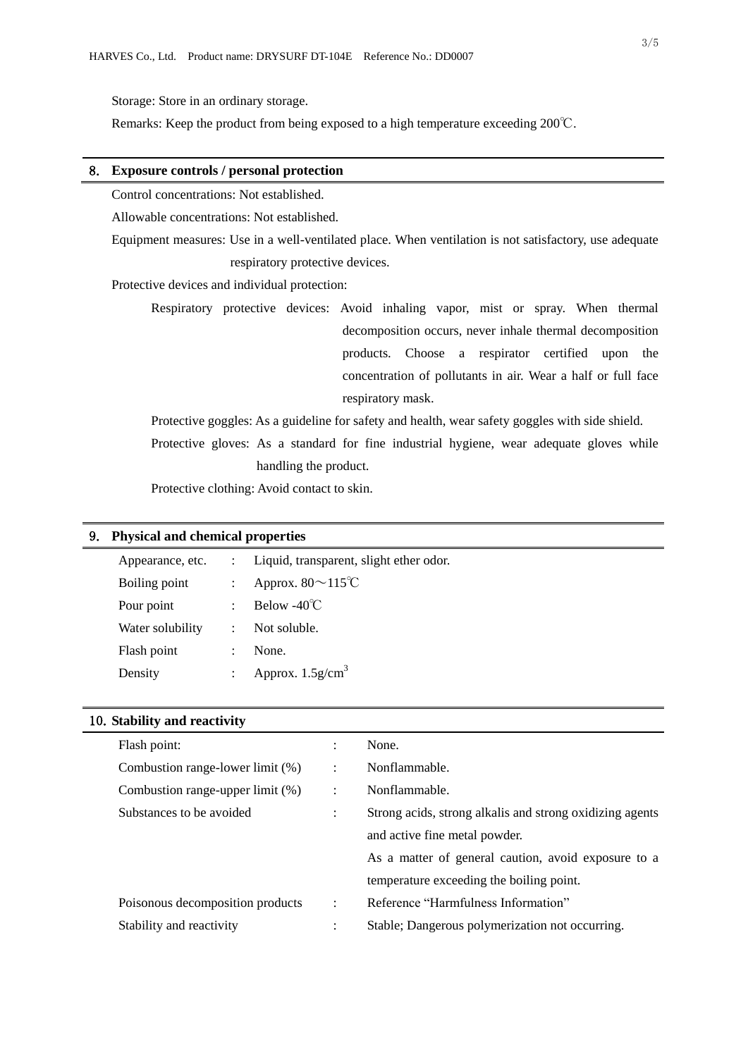Storage: Store in an ordinary storage.

Remarks: Keep the product from being exposed to a high temperature exceeding 200℃.

## 8. Exposure controls / personal protection

Control concentrations: Not established.

Allowable concentrations: Not established.

Equipment measures: Use in a well-ventilated place. When ventilation is not satisfactory, use adequate respiratory protective devices.

Protective devices and individual protection:

Respiratory protective devices: Avoid inhaling vapor, mist or spray. When thermal decomposition occurs, never inhale thermal decomposition products. Choose a respirator certified upon the concentration of pollutants in air. Wear a half or full face respiratory mask.

Protective goggles: As a guideline for safety and health, wear safety goggles with side shield.

Protective gloves: As a standard for fine industrial hygiene, wear adequate gloves while handling the product.

Protective clothing: Avoid contact to skin.

## 9. Physical and chemical properties

| | | |
|---|---|---|
| Appearance, etc. | : | Liquid, transparent, slight ether odor. |
| Boiling point | : | Approx. 80～115℃ |
| Pour point | : | Below -40℃ |
| Water solubility | : | Not soluble. |
| Flash point | : | None. |
| Density | : | Approx. 1.5g/cm$^3$ |

## 10. Stability and reactivity

| | | |
|---|---|---|
| Flash point: | : | None. |
| Combustion range-lower limit (%) | : | Nonflammable. |
| Combustion range-upper limit (%) | : | Nonflammable. |
| Substances to be avoided | : | Strong acids, strong alkalis and strong oxidizing agents and active fine metal powder. As a matter of general caution, avoid exposure to a temperature exceeding the boiling point. |
| Poisonous decomposition products | : | Reference "Harmfulness Information" |
| Stability and reactivity | : | Stable; Dangerous polymerization not occurring. |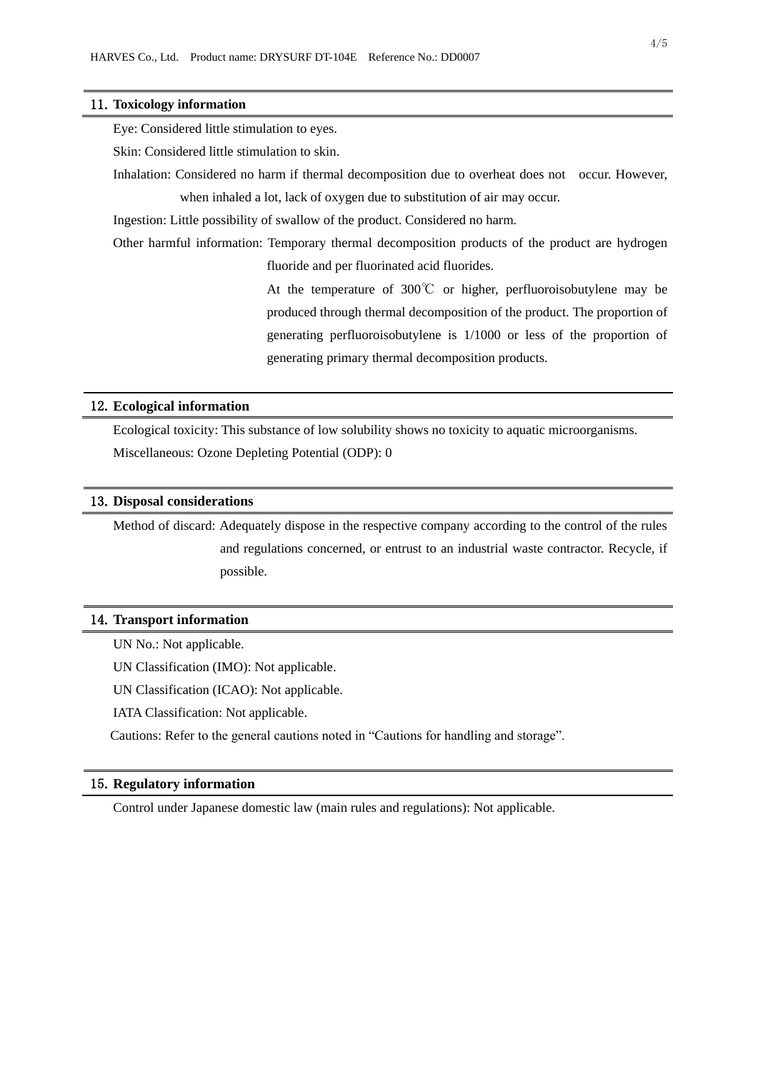## 11. Toxicology information

Eye: Considered little stimulation to eyes.

Skin: Considered little stimulation to skin.

Inhalation: Considered no harm if thermal decomposition due to overheat does not occur. However, when inhaled a lot, lack of oxygen due to substitution of air may occur.

Ingestion: Little possibility of swallow of the product. Considered no harm.

Other harmful information: Temporary thermal decomposition products of the product are hydrogen fluoride and per fluorinated acid fluorides.

At the temperature of 300℃ or higher, perfluoroisobutylene may be produced through thermal decomposition of the product. The proportion of generating perfluoroisobutylene is 1/1000 or less of the proportion of generating primary thermal decomposition products.

## 12. Ecological information

Ecological toxicity: This substance of low solubility shows no toxicity to aquatic microorganisms.

Miscellaneous: Ozone Depleting Potential (ODP): 0

## 13. Disposal considerations

Method of discard: Adequately dispose in the respective company according to the control of the rules and regulations concerned, or entrust to an industrial waste contractor. Recycle, if possible.

## 14. Transport information

UN No.: Not applicable.

UN Classification (IMO): Not applicable.

UN Classification (ICAO): Not applicable.

IATA Classification: Not applicable.

Cautions: Refer to the general cautions noted in "Cautions for handling and storage".

## 15. Regulatory information

Control under Japanese domestic law (main rules and regulations): Not applicable.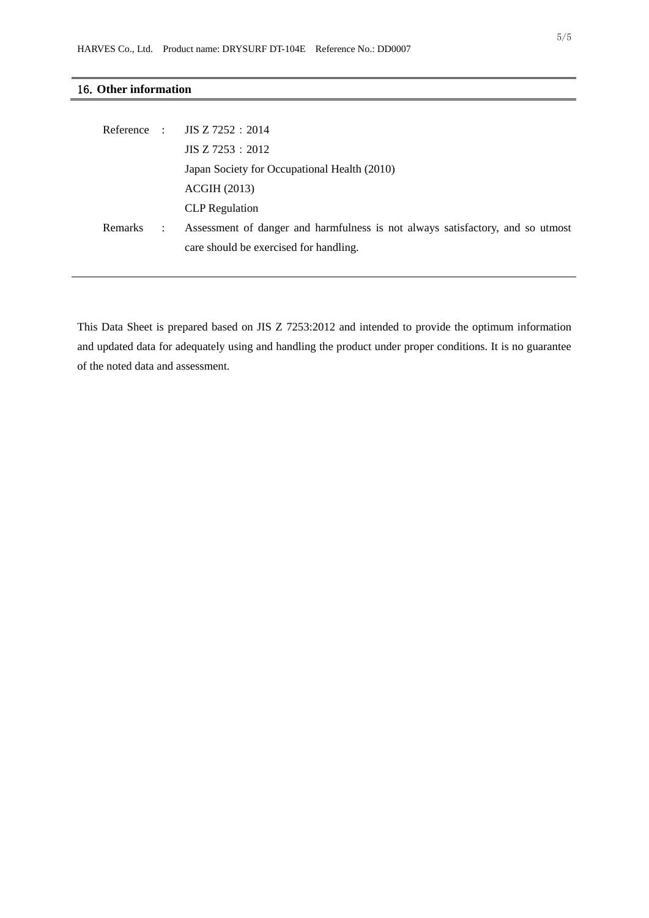## 16. Other information

| | | |
|---|---|---|
| Reference | : | JIS Z 7252：2014 |
| | | JIS Z 7253：2012 |
| | | Japan Society for Occupational Health (2010) |
| | | ACGIH (2013) |
| | | CLP Regulation |
| Remarks | : | Assessment of danger and harmfulness is not always satisfactory, and so utmost care should be exercised for handling. |

This Data Sheet is prepared based on JIS Z 7253:2012 and intended to provide the optimum information and updated data for adequately using and handling the product under proper conditions. It is no guarantee of the noted data and assessment.